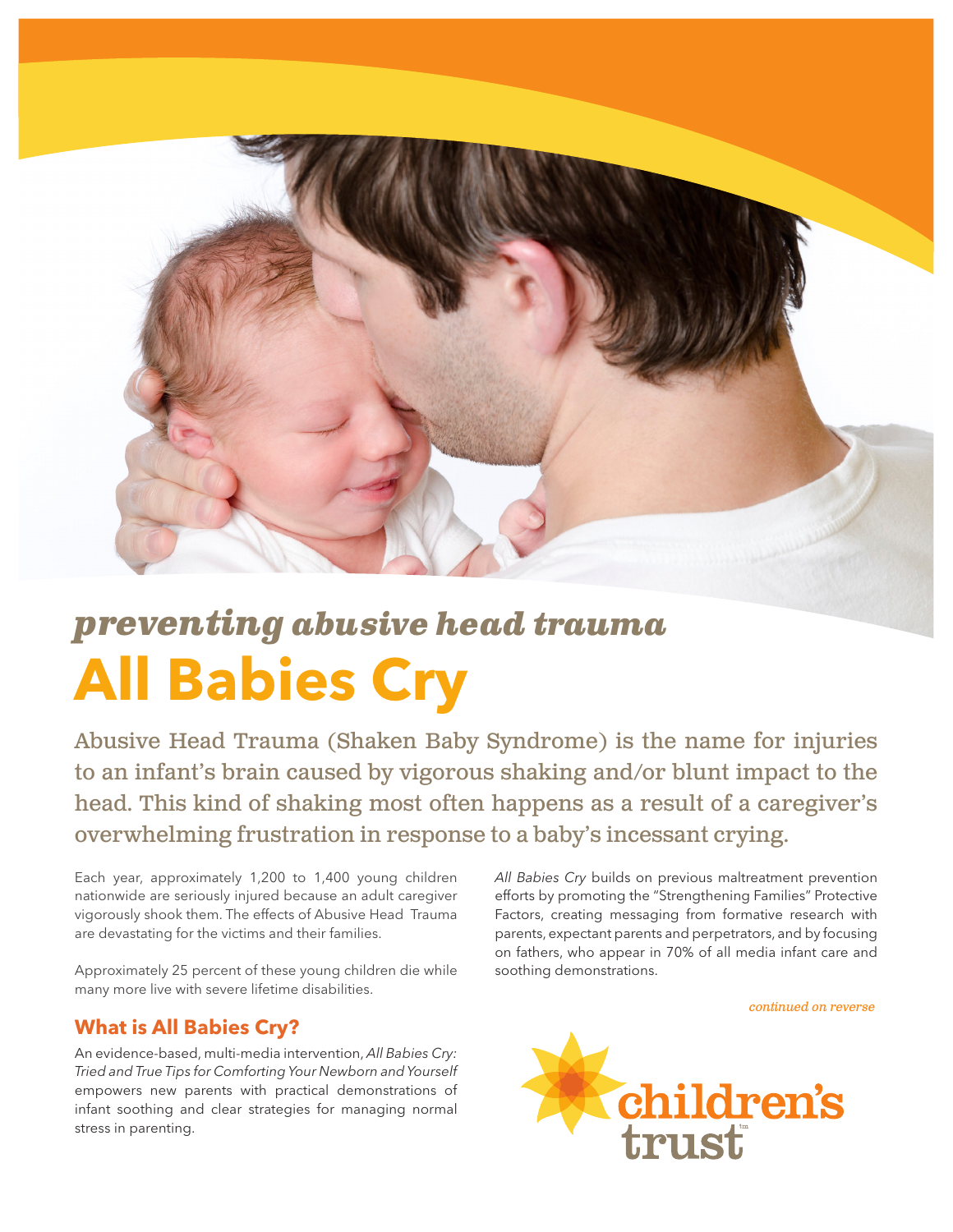*preventing abusive head trauma*

# All Babies Cry

Abusive Head Trauma (Shaken Baby Syndrome) is the name for injuries to an infant's brain caused by vigorous shaking and/or blunt impact to the head. This kind of shaking most often happens as a result of a caregiver's overwhelming frustration in response to a baby's incessant crying.

Each year, approximately 1,200 to 1,400 young children nationwide are seriously injured because an adult caregiver vigorously shook them. The effects of Abusive Head Trauma are devastating for the victims and their families.

Approximately 25 percent of these young children die while many more live with severe lifetime disabilities.

## What is All Babies Cry?

An evidence-based, multi-media intervention, *All Babies Cry: Tried and True Tips for Comforting Your Newborn and Yourself* empowers new parents with practical demonstrations of infant soothing and clear strategies for managing normal stress in parenting.

*All Babies Cry* builds on previous maltreatment prevention efforts by promoting the "Strengthening Families" Protective Factors, creating messaging from formative research with parents, expectant parents and perpetrators, and by focusing on fathers, who appear in 70% of all media infant care and soothing demonstrations.

*continued on reverse*

children's trust™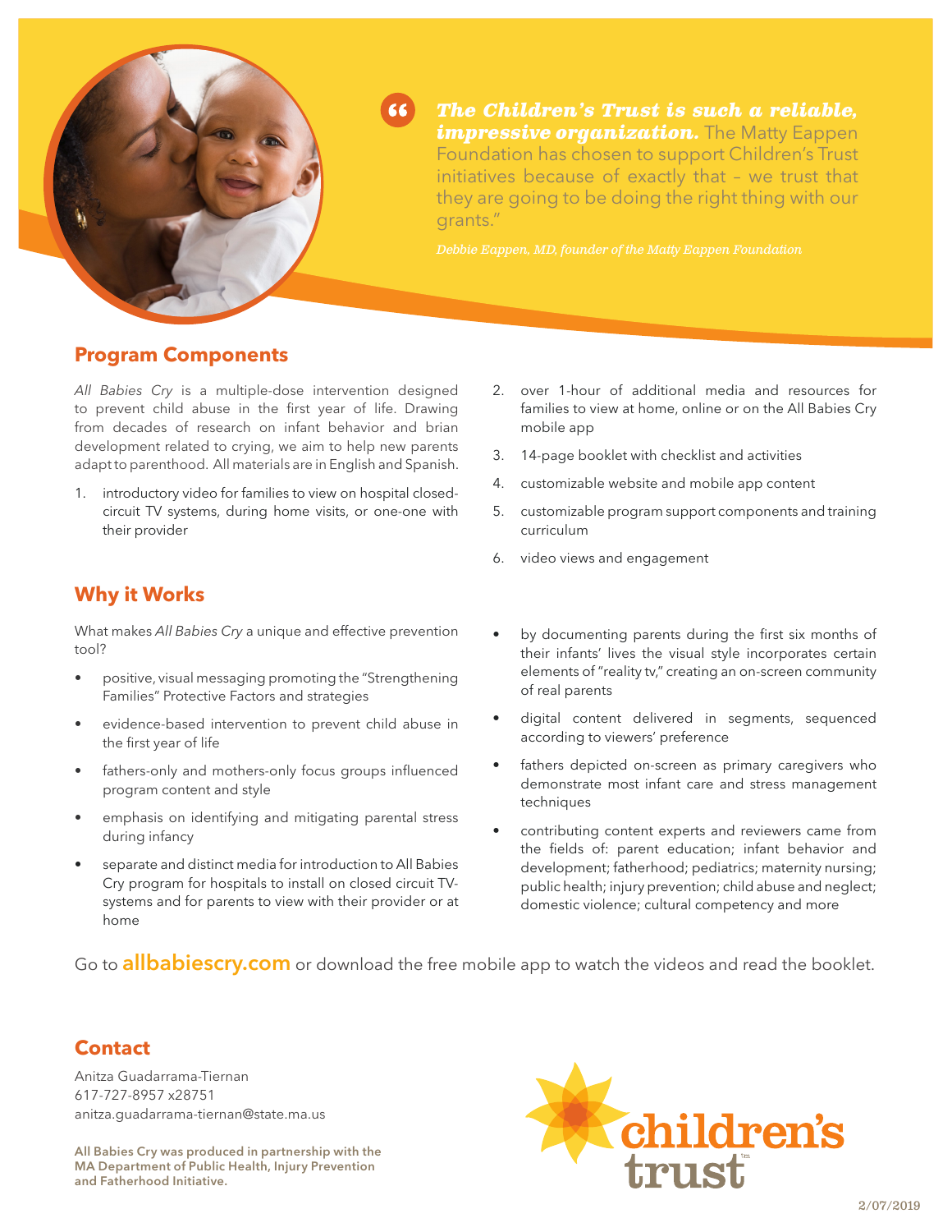> ***The Children's Trust is such a reliable, impressive organization.*** The Matty Eappen Foundation has chosen to support Children's Trust initiatives because of exactly that – we trust that they are going to be doing the right thing with our grants."
>
> *Debbie Eappen, MD, founder of the Matty Eappen Foundation*

## Program Components

*All Babies Cry* is a multiple-dose intervention designed to prevent child abuse in the first year of life. Drawing from decades of research on infant behavior and brian development related to crying, we aim to help new parents adapt to parenthood. All materials are in English and Spanish.

1. introductory video for families to view on hospital closed-circuit TV systems, during home visits, or one-one with their provider
2. over 1-hour of additional media and resources for families to view at home, online or on the All Babies Cry mobile app
3. 14-page booklet with checklist and activities
4. customizable website and mobile app content
5. customizable program support components and training curriculum
6. video views and engagement

## Why it Works

What makes *All Babies Cry* a unique and effective prevention tool?

- positive, visual messaging promoting the "Strengthening Families" Protective Factors and strategies
- evidence-based intervention to prevent child abuse in the first year of life
- fathers-only and mothers-only focus groups influenced program content and style
- emphasis on identifying and mitigating parental stress during infancy
- separate and distinct media for introduction to All Babies Cry program for hospitals to install on closed circuit TV-systems and for parents to view with their provider or at home
- by documenting parents during the first six months of their infants' lives the visual style incorporates certain elements of "reality tv," creating an on-screen community of real parents
- digital content delivered in segments, sequenced according to viewers' preference
- fathers depicted on-screen as primary caregivers who demonstrate most infant care and stress management techniques
- contributing content experts and reviewers came from the fields of: parent education; infant behavior and development; fatherhood; pediatrics; maternity nursing; public health; injury prevention; child abuse and neglect; domestic violence; cultural competency and more

Go to **allbabiescry.com** or download the free mobile app to watch the videos and read the booklet.

## Contact

Anitza Guadarrama-Tiernan
617-727-8957 x28751
anitza.guadarrama-tiernan@state.ma.us

**All Babies Cry was produced in partnership with the MA Department of Public Health, Injury Prevention and Fatherhood Initiative.**

children's trust

2/07/2019